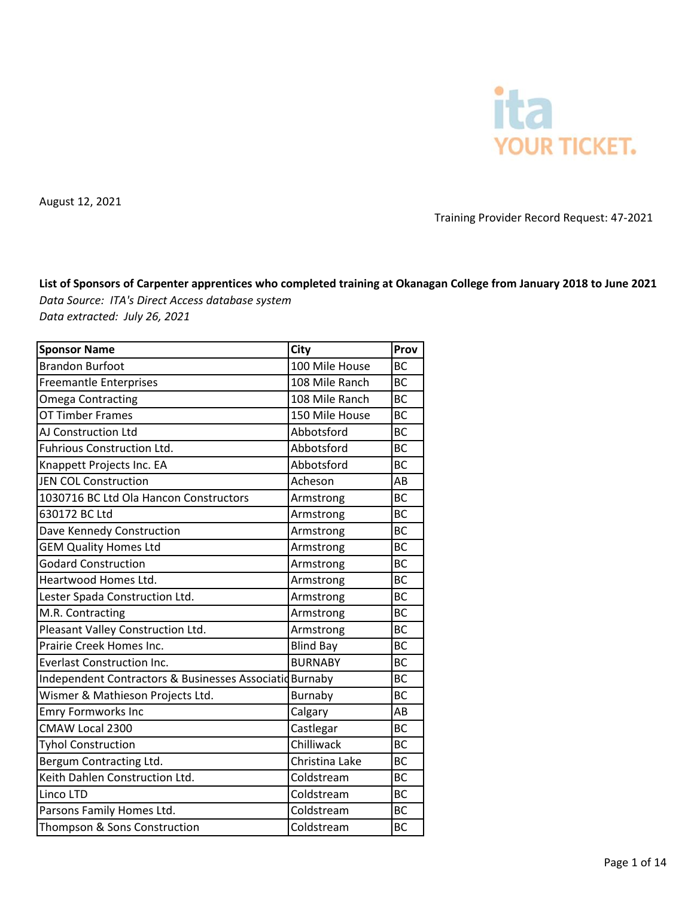August 12, 2021

Training Provider Record Request: 47-2021

**List of Sponsors of Carpenter apprentices who completed training at Okanagan College from January 2018 to June 2021**

*Data Source: ITA's Direct Access database system*

*Data extracted: July 26, 2021*

| Sponsor Name | City | Prov |
|---|---|---|
| Brandon Burfoot | 100 Mile House | BC |
| Freemantle Enterprises | 108 Mile Ranch | BC |
| Omega Contracting | 108 Mile Ranch | BC |
| OT Timber Frames | 150 Mile House | BC |
| AJ Construction Ltd | Abbotsford | BC |
| Fuhrious Construction Ltd. | Abbotsford | BC |
| Knappett Projects Inc. EA | Abbotsford | BC |
| JEN COL Construction | Acheson | AB |
| 1030716 BC Ltd Ola Hancon Constructors | Armstrong | BC |
| 630172 BC Ltd | Armstrong | BC |
| Dave Kennedy Construction | Armstrong | BC |
| GEM Quality Homes Ltd | Armstrong | BC |
| Godard Construction | Armstrong | BC |
| Heartwood Homes Ltd. | Armstrong | BC |
| Lester Spada Construction Ltd. | Armstrong | BC |
| M.R. Contracting | Armstrong | BC |
| Pleasant Valley Construction Ltd. | Armstrong | BC |
| Prairie Creek Homes Inc. | Blind Bay | BC |
| Everlast Construction Inc. | BURNABY | BC |
| Independent Contractors & Businesses Associatio | Burnaby | BC |
| Wismer & Mathieson Projects Ltd. | Burnaby | BC |
| Emry Formworks Inc | Calgary | AB |
| CMAW Local 2300 | Castlegar | BC |
| Tyhol Construction | Chilliwack | BC |
| Bergum Contracting Ltd. | Christina Lake | BC |
| Keith Dahlen Construction Ltd. | Coldstream | BC |
| Linco LTD | Coldstream | BC |
| Parsons Family Homes Ltd. | Coldstream | BC |
| Thompson & Sons Construction | Coldstream | BC |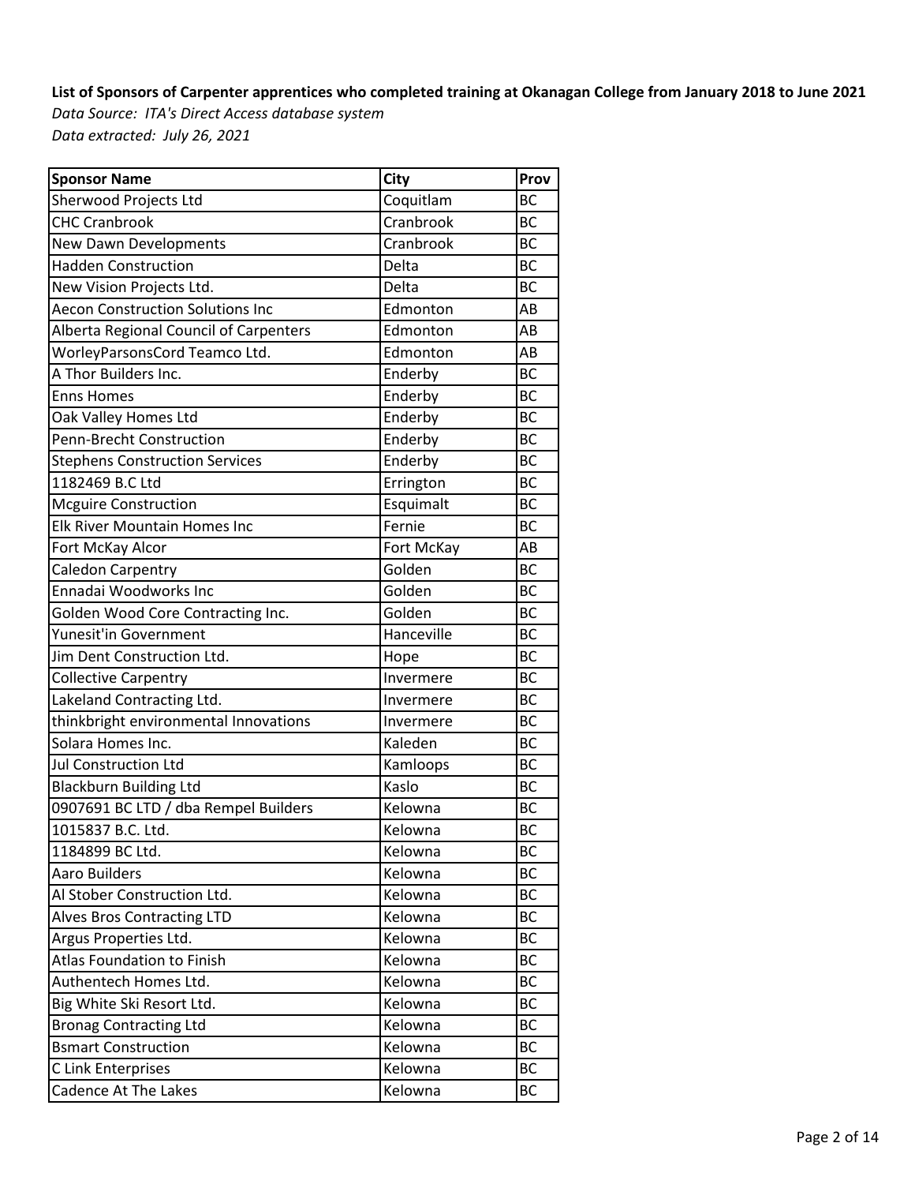**List of Sponsors of Carpenter apprentices who completed training at Okanagan College from January 2018 to June 2021**

*Data Source: ITA's Direct Access database system*

*Data extracted: July 26, 2021*

| Sponsor Name | City | Prov |
|---|---|---|
| Sherwood Projects Ltd | Coquitlam | BC |
| CHC Cranbrook | Cranbrook | BC |
| New Dawn Developments | Cranbrook | BC |
| Hadden Construction | Delta | BC |
| New Vision Projects Ltd. | Delta | BC |
| Aecon Construction Solutions Inc | Edmonton | AB |
| Alberta Regional Council of Carpenters | Edmonton | AB |
| WorleyParsonsCord Teamco Ltd. | Edmonton | AB |
| A Thor Builders Inc. | Enderby | BC |
| Enns Homes | Enderby | BC |
| Oak Valley Homes Ltd | Enderby | BC |
| Penn-Brecht Construction | Enderby | BC |
| Stephens Construction Services | Enderby | BC |
| 1182469 B.C Ltd | Errington | BC |
| Mcguire Construction | Esquimalt | BC |
| Elk River Mountain Homes Inc | Fernie | BC |
| Fort McKay Alcor | Fort McKay | AB |
| Caledon Carpentry | Golden | BC |
| Ennadai Woodworks Inc | Golden | BC |
| Golden Wood Core Contracting Inc. | Golden | BC |
| Yunesit'in Government | Hanceville | BC |
| Jim Dent Construction Ltd. | Hope | BC |
| Collective Carpentry | Invermere | BC |
| Lakeland Contracting Ltd. | Invermere | BC |
| thinkbright environmental Innovations | Invermere | BC |
| Solara Homes Inc. | Kaleden | BC |
| Jul Construction Ltd | Kamloops | BC |
| Blackburn Building Ltd | Kaslo | BC |
| 0907691 BC LTD / dba Rempel Builders | Kelowna | BC |
| 1015837 B.C. Ltd. | Kelowna | BC |
| 1184899 BC Ltd. | Kelowna | BC |
| Aaro Builders | Kelowna | BC |
| Al Stober Construction Ltd. | Kelowna | BC |
| Alves Bros Contracting LTD | Kelowna | BC |
| Argus Properties Ltd. | Kelowna | BC |
| Atlas Foundation to Finish | Kelowna | BC |
| Authentech Homes Ltd. | Kelowna | BC |
| Big White Ski Resort Ltd. | Kelowna | BC |
| Bronag Contracting Ltd | Kelowna | BC |
| Bsmart Construction | Kelowna | BC |
| C Link Enterprises | Kelowna | BC |
| Cadence At The Lakes | Kelowna | BC |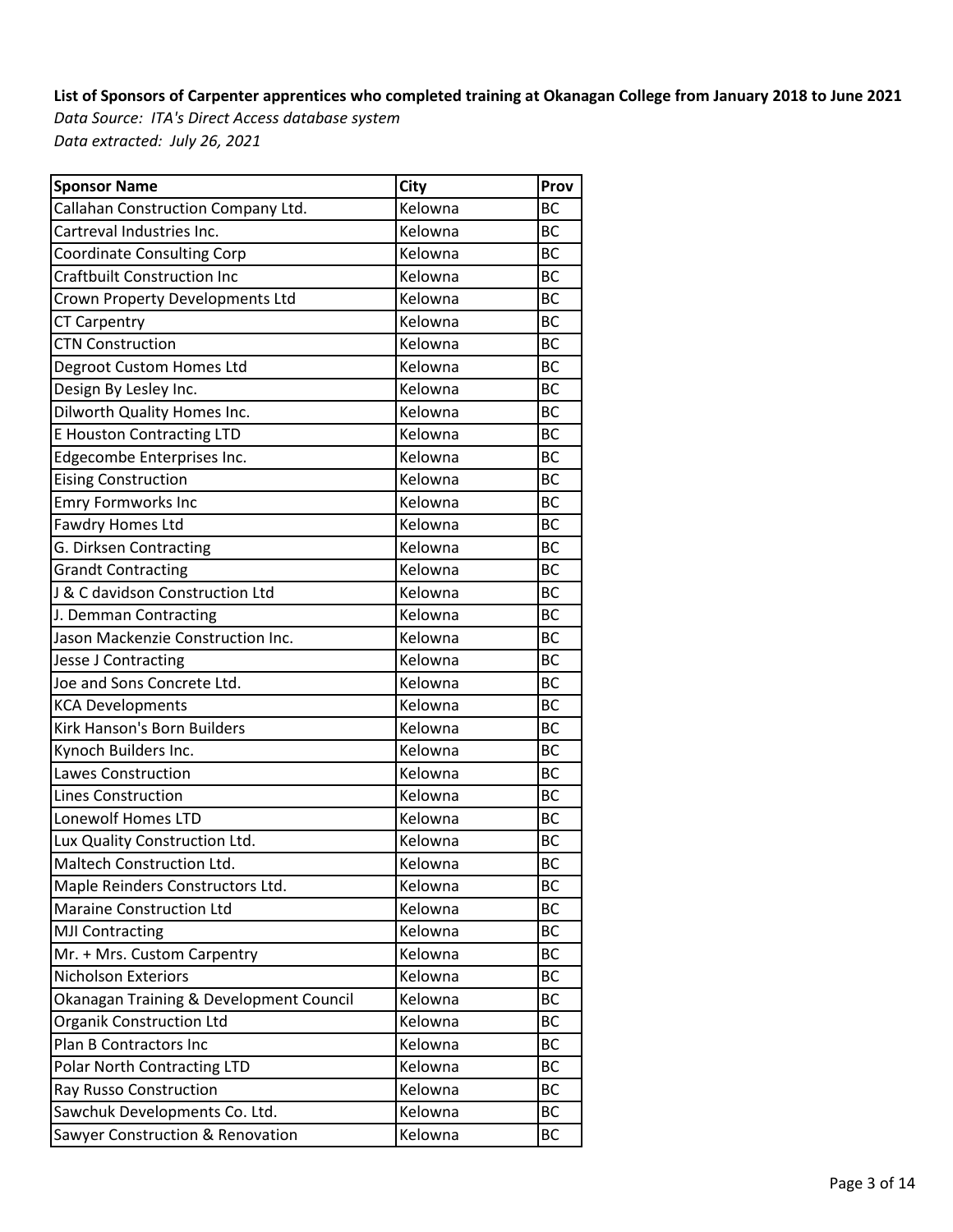**List of Sponsors of Carpenter apprentices who completed training at Okanagan College from January 2018 to June 2021**

*Data Source: ITA's Direct Access database system*

*Data extracted: July 26, 2021*

| Sponsor Name | City | Prov |
|---|---|---|
| Callahan Construction Company Ltd. | Kelowna | BC |
| Cartreval Industries Inc. | Kelowna | BC |
| Coordinate Consulting Corp | Kelowna | BC |
| Craftbuilt Construction Inc | Kelowna | BC |
| Crown Property Developments Ltd | Kelowna | BC |
| CT Carpentry | Kelowna | BC |
| CTN Construction | Kelowna | BC |
| Degroot Custom Homes Ltd | Kelowna | BC |
| Design By Lesley Inc. | Kelowna | BC |
| Dilworth Quality Homes Inc. | Kelowna | BC |
| E Houston Contracting LTD | Kelowna | BC |
| Edgecombe Enterprises Inc. | Kelowna | BC |
| Eising Construction | Kelowna | BC |
| Emry Formworks Inc | Kelowna | BC |
| Fawdry Homes Ltd | Kelowna | BC |
| G. Dirksen Contracting | Kelowna | BC |
| Grandt Contracting | Kelowna | BC |
| J & C davidson Construction Ltd | Kelowna | BC |
| J. Demman Contracting | Kelowna | BC |
| Jason Mackenzie Construction Inc. | Kelowna | BC |
| Jesse J Contracting | Kelowna | BC |
| Joe and Sons Concrete Ltd. | Kelowna | BC |
| KCA Developments | Kelowna | BC |
| Kirk Hanson's Born Builders | Kelowna | BC |
| Kynoch Builders Inc. | Kelowna | BC |
| Lawes Construction | Kelowna | BC |
| Lines Construction | Kelowna | BC |
| Lonewolf Homes LTD | Kelowna | BC |
| Lux Quality Construction Ltd. | Kelowna | BC |
| Maltech Construction Ltd. | Kelowna | BC |
| Maple Reinders Constructors Ltd. | Kelowna | BC |
| Maraine Construction Ltd | Kelowna | BC |
| MJI Contracting | Kelowna | BC |
| Mr. + Mrs. Custom Carpentry | Kelowna | BC |
| Nicholson Exteriors | Kelowna | BC |
| Okanagan Training & Development Council | Kelowna | BC |
| Organik Construction Ltd | Kelowna | BC |
| Plan B Contractors Inc | Kelowna | BC |
| Polar North Contracting LTD | Kelowna | BC |
| Ray Russo Construction | Kelowna | BC |
| Sawchuk Developments Co. Ltd. | Kelowna | BC |
| Sawyer Construction & Renovation | Kelowna | BC |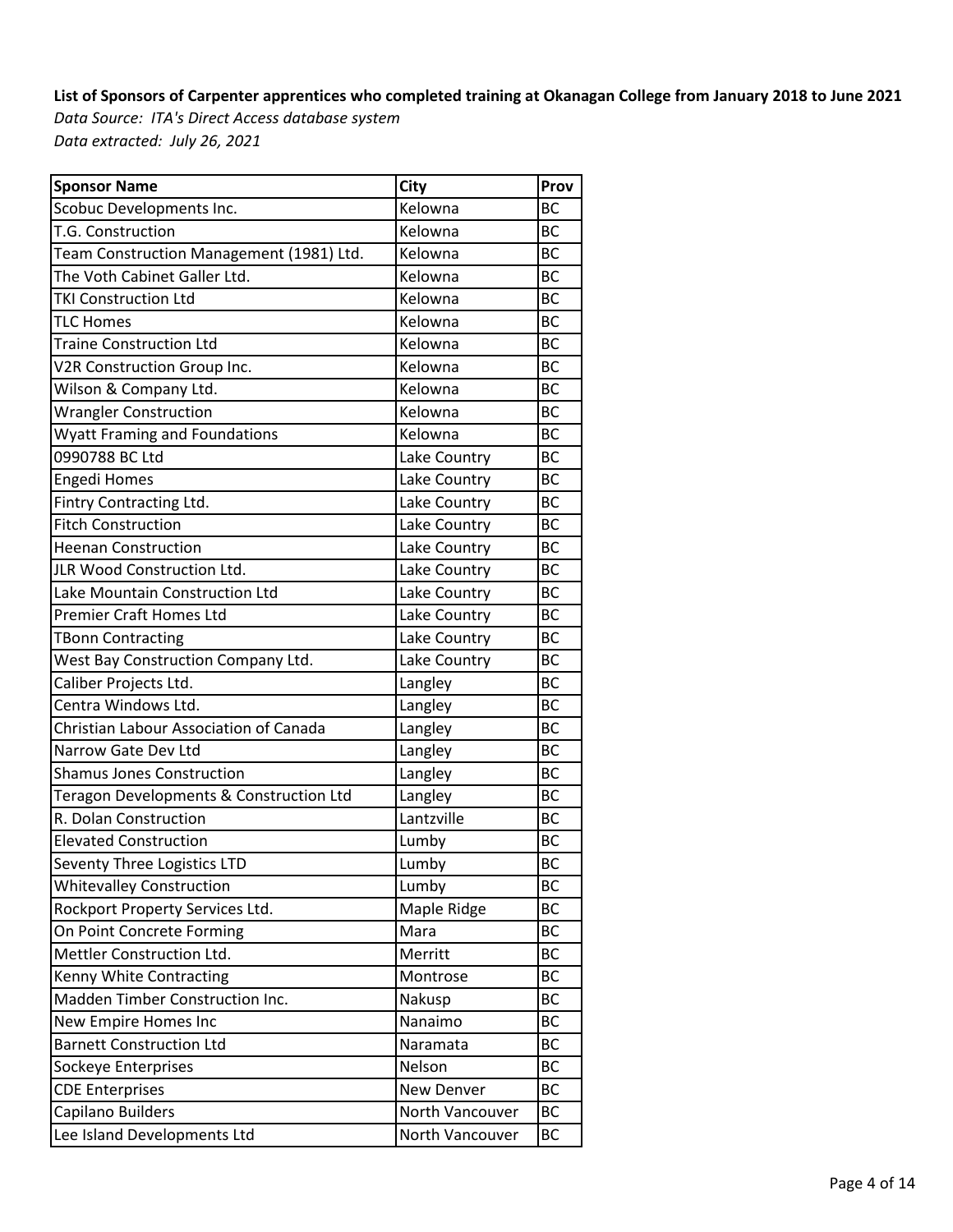**List of Sponsors of Carpenter apprentices who completed training at Okanagan College from January 2018 to June 2021**

*Data Source: ITA's Direct Access database system*

*Data extracted: July 26, 2021*

| Sponsor Name | City | Prov |
|---|---|---|
| Scobuc Developments Inc. | Kelowna | BC |
| T.G. Construction | Kelowna | BC |
| Team Construction Management (1981) Ltd. | Kelowna | BC |
| The Voth Cabinet Galler Ltd. | Kelowna | BC |
| TKI Construction Ltd | Kelowna | BC |
| TLC Homes | Kelowna | BC |
| Traine Construction Ltd | Kelowna | BC |
| V2R Construction Group Inc. | Kelowna | BC |
| Wilson & Company Ltd. | Kelowna | BC |
| Wrangler Construction | Kelowna | BC |
| Wyatt Framing and Foundations | Kelowna | BC |
| 0990788 BC Ltd | Lake Country | BC |
| Engedi Homes | Lake Country | BC |
| Fintry Contracting Ltd. | Lake Country | BC |
| Fitch Construction | Lake Country | BC |
| Heenan Construction | Lake Country | BC |
| JLR Wood Construction Ltd. | Lake Country | BC |
| Lake Mountain Construction Ltd | Lake Country | BC |
| Premier Craft Homes Ltd | Lake Country | BC |
| TBonn Contracting | Lake Country | BC |
| West Bay Construction Company Ltd. | Lake Country | BC |
| Caliber Projects Ltd. | Langley | BC |
| Centra Windows Ltd. | Langley | BC |
| Christian Labour Association of Canada | Langley | BC |
| Narrow Gate Dev Ltd | Langley | BC |
| Shamus Jones Construction | Langley | BC |
| Teragon Developments & Construction Ltd | Langley | BC |
| R. Dolan Construction | Lantzville | BC |
| Elevated Construction | Lumby | BC |
| Seventy Three Logistics LTD | Lumby | BC |
| Whitevalley Construction | Lumby | BC |
| Rockport Property Services Ltd. | Maple Ridge | BC |
| On Point Concrete Forming | Mara | BC |
| Mettler Construction Ltd. | Merritt | BC |
| Kenny White Contracting | Montrose | BC |
| Madden Timber Construction Inc. | Nakusp | BC |
| New Empire Homes Inc | Nanaimo | BC |
| Barnett Construction Ltd | Naramata | BC |
| Sockeye Enterprises | Nelson | BC |
| CDE Enterprises | New Denver | BC |
| Capilano Builders | North Vancouver | BC |
| Lee Island Developments Ltd | North Vancouver | BC |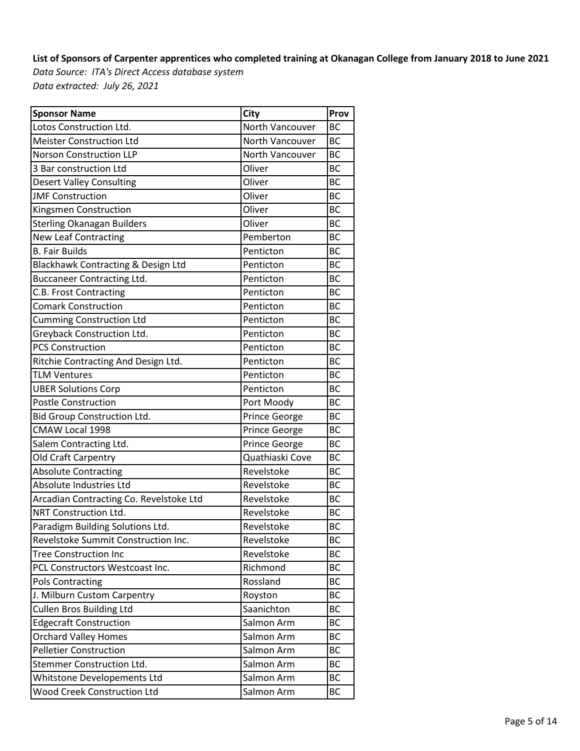**List of Sponsors of Carpenter apprentices who completed training at Okanagan College from January 2018 to June 2021**

*Data Source: ITA's Direct Access database system*

*Data extracted: July 26, 2021*

| Sponsor Name | City | Prov |
|---|---|---|
| Lotos Construction Ltd. | North Vancouver | BC |
| Meister Construction Ltd | North Vancouver | BC |
| Norson Construction LLP | North Vancouver | BC |
| 3 Bar construction Ltd | Oliver | BC |
| Desert Valley Consulting | Oliver | BC |
| JMF Construction | Oliver | BC |
| Kingsmen Construction | Oliver | BC |
| Sterling Okanagan Builders | Oliver | BC |
| New Leaf Contracting | Pemberton | BC |
| B. Fair Builds | Penticton | BC |
| Blackhawk Contracting & Design Ltd | Penticton | BC |
| Buccaneer Contracting Ltd. | Penticton | BC |
| C.B. Frost Contracting | Penticton | BC |
| Comark Construction | Penticton | BC |
| Cumming Construction Ltd | Penticton | BC |
| Greyback Construction Ltd. | Penticton | BC |
| PCS Construction | Penticton | BC |
| Ritchie Contracting And Design Ltd. | Penticton | BC |
| TLM Ventures | Penticton | BC |
| UBER Solutions Corp | Penticton | BC |
| Postle Construction | Port Moody | BC |
| Bid Group Construction Ltd. | Prince George | BC |
| CMAW Local 1998 | Prince George | BC |
| Salem Contracting Ltd. | Prince George | BC |
| Old Craft Carpentry | Quathiaski Cove | BC |
| Absolute Contracting | Revelstoke | BC |
| Absolute Industries Ltd | Revelstoke | BC |
| Arcadian Contracting Co. Revelstoke Ltd | Revelstoke | BC |
| NRT Construction Ltd. | Revelstoke | BC |
| Paradigm Building Solutions Ltd. | Revelstoke | BC |
| Revelstoke Summit Construction Inc. | Revelstoke | BC |
| Tree Construction Inc | Revelstoke | BC |
| PCL Constructors Westcoast Inc. | Richmond | BC |
| Pols Contracting | Rossland | BC |
| J. Milburn Custom Carpentry | Royston | BC |
| Cullen Bros Building Ltd | Saanichton | BC |
| Edgecraft Construction | Salmon Arm | BC |
| Orchard Valley Homes | Salmon Arm | BC |
| Pelletier Construction | Salmon Arm | BC |
| Stemmer Construction Ltd. | Salmon Arm | BC |
| Whitstone Developements Ltd | Salmon Arm | BC |
| Wood Creek Construction Ltd | Salmon Arm | BC |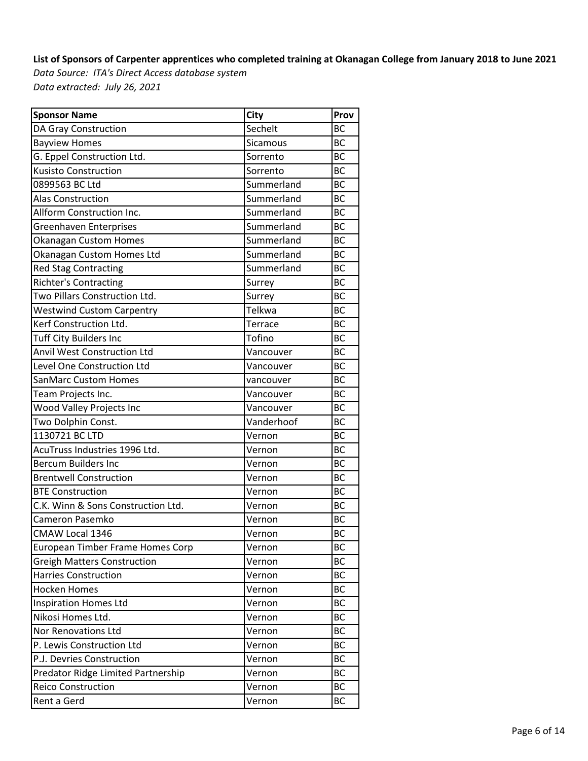**List of Sponsors of Carpenter apprentices who completed training at Okanagan College from January 2018 to June 2021**

*Data Source: ITA's Direct Access database system*

*Data extracted: July 26, 2021*

| Sponsor Name | City | Prov |
|---|---|---|
| DA Gray Construction | Sechelt | BC |
| Bayview Homes | Sicamous | BC |
| G. Eppel Construction Ltd. | Sorrento | BC |
| Kusisto Construction | Sorrento | BC |
| 0899563 BC Ltd | Summerland | BC |
| Alas Construction | Summerland | BC |
| Allform Construction Inc. | Summerland | BC |
| Greenhaven Enterprises | Summerland | BC |
| Okanagan Custom Homes | Summerland | BC |
| Okanagan Custom Homes Ltd | Summerland | BC |
| Red Stag Contracting | Summerland | BC |
| Richter's Contracting | Surrey | BC |
| Two Pillars Construction Ltd. | Surrey | BC |
| Westwind Custom Carpentry | Telkwa | BC |
| Kerf Construction Ltd. | Terrace | BC |
| Tuff City Builders Inc | Tofino | BC |
| Anvil West Construction Ltd | Vancouver | BC |
| Level One Construction Ltd | Vancouver | BC |
| SanMarc Custom Homes | vancouver | BC |
| Team Projects Inc. | Vancouver | BC |
| Wood Valley Projects Inc | Vancouver | BC |
| Two Dolphin Const. | Vanderhoof | BC |
| 1130721 BC LTD | Vernon | BC |
| AcuTruss Industries 1996 Ltd. | Vernon | BC |
| Bercum Builders Inc | Vernon | BC |
| Brentwell Construction | Vernon | BC |
| BTE Construction | Vernon | BC |
| C.K. Winn & Sons Construction Ltd. | Vernon | BC |
| Cameron Pasemko | Vernon | BC |
| CMAW Local 1346 | Vernon | BC |
| European Timber Frame Homes Corp | Vernon | BC |
| Greigh Matters Construction | Vernon | BC |
| Harries Construction | Vernon | BC |
| Hocken Homes | Vernon | BC |
| Inspiration Homes Ltd | Vernon | BC |
| Nikosi Homes Ltd. | Vernon | BC |
| Nor Renovations Ltd | Vernon | BC |
| P. Lewis Construction Ltd | Vernon | BC |
| P.J. Devries Construction | Vernon | BC |
| Predator Ridge Limited Partnership | Vernon | BC |
| Reico Construction | Vernon | BC |
| Rent a Gerd | Vernon | BC |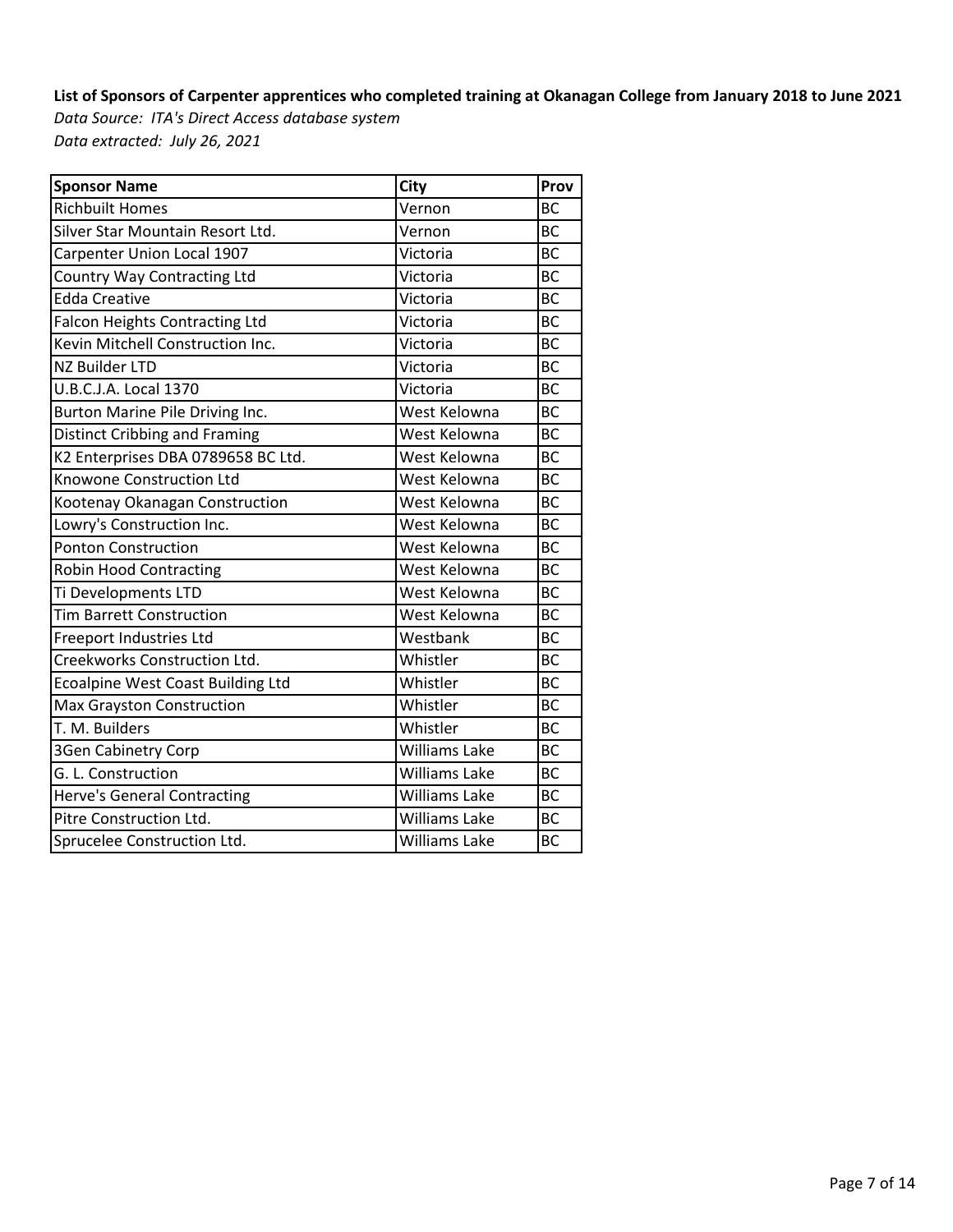**List of Sponsors of Carpenter apprentices who completed training at Okanagan College from January 2018 to June 2021**

*Data Source: ITA's Direct Access database system*

*Data extracted: July 26, 2021*

| Sponsor Name | City | Prov |
|---|---|---|
| Richbuilt Homes | Vernon | BC |
| Silver Star Mountain Resort Ltd. | Vernon | BC |
| Carpenter Union Local 1907 | Victoria | BC |
| Country Way Contracting Ltd | Victoria | BC |
| Edda Creative | Victoria | BC |
| Falcon Heights Contracting Ltd | Victoria | BC |
| Kevin Mitchell Construction Inc. | Victoria | BC |
| NZ Builder LTD | Victoria | BC |
| U.B.C.J.A. Local 1370 | Victoria | BC |
| Burton Marine Pile Driving Inc. | West Kelowna | BC |
| Distinct Cribbing and Framing | West Kelowna | BC |
| K2 Enterprises DBA 0789658 BC Ltd. | West Kelowna | BC |
| Knowone Construction Ltd | West Kelowna | BC |
| Kootenay Okanagan Construction | West Kelowna | BC |
| Lowry's Construction Inc. | West Kelowna | BC |
| Ponton Construction | West Kelowna | BC |
| Robin Hood Contracting | West Kelowna | BC |
| Ti Developments LTD | West Kelowna | BC |
| Tim Barrett Construction | West Kelowna | BC |
| Freeport Industries Ltd | Westbank | BC |
| Creekworks Construction Ltd. | Whistler | BC |
| Ecoalpine West Coast Building Ltd | Whistler | BC |
| Max Grayston Construction | Whistler | BC |
| T. M. Builders | Whistler | BC |
| 3Gen Cabinetry Corp | Williams Lake | BC |
| G. L. Construction | Williams Lake | BC |
| Herve's General Contracting | Williams Lake | BC |
| Pitre Construction Ltd. | Williams Lake | BC |
| Sprucelee Construction Ltd. | Williams Lake | BC |